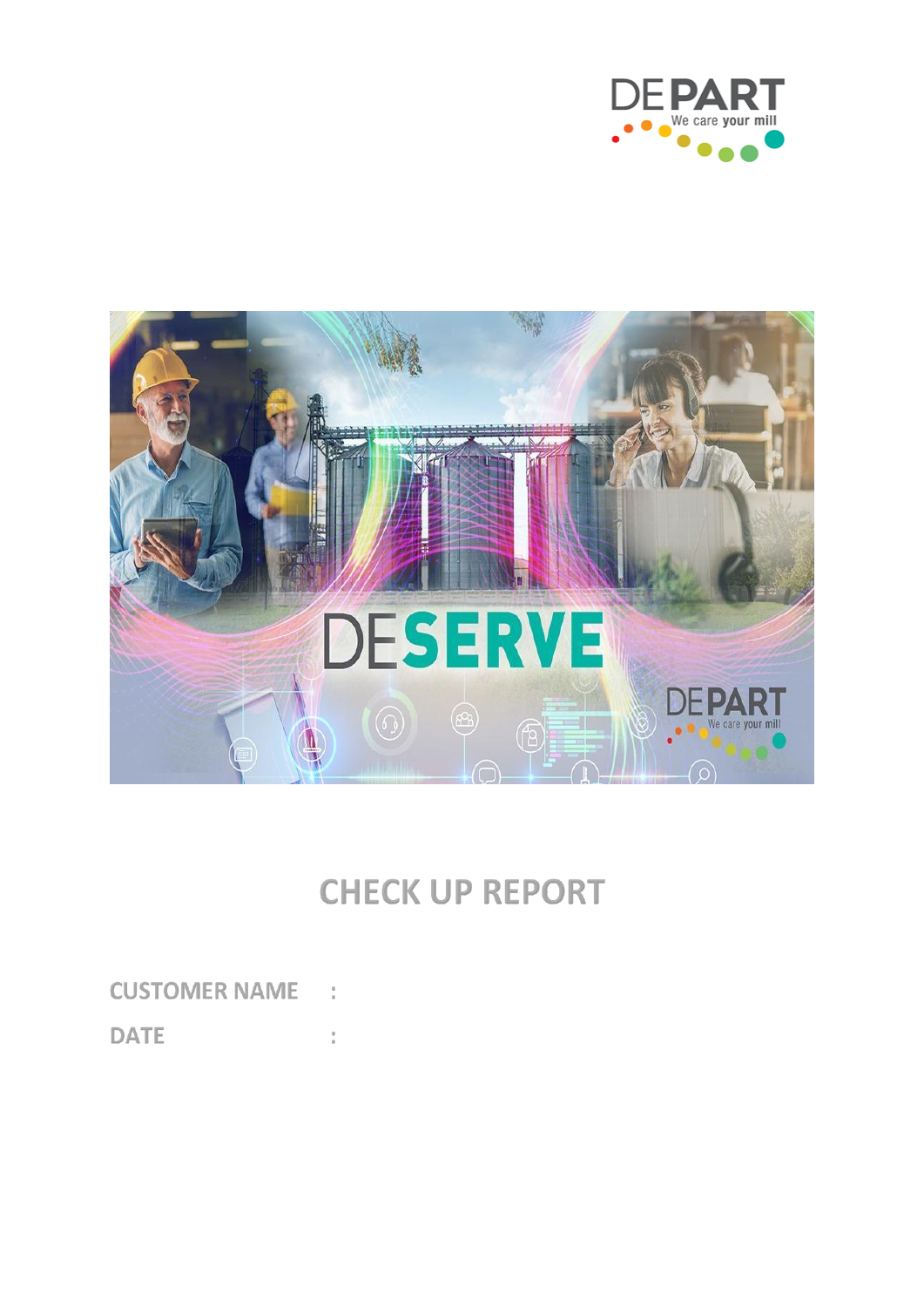# CHECK UP REPORT

CUSTOMER NAME :

DATE :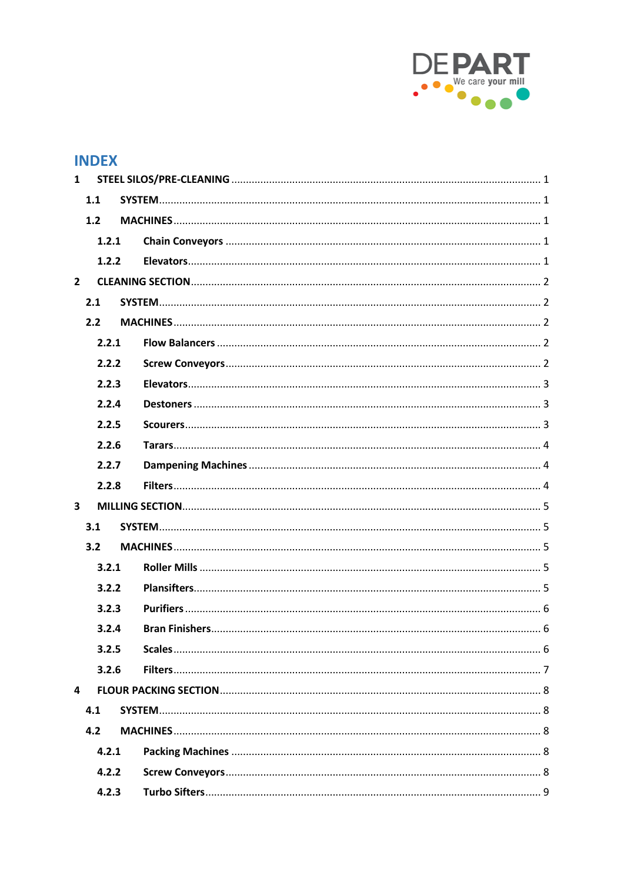# INDEX

1 STEEL SILOS/PRE-CLEANING ........ 1
  1.1 SYSTEM ........ 1
  1.2 MACHINES ........ 1
    1.2.1 Chain Conveyors ........ 1
    1.2.2 Elevators ........ 1
2 CLEANING SECTION ........ 2
  2.1 SYSTEM ........ 2
  2.2 MACHINES ........ 2
    2.2.1 Flow Balancers ........ 2
    2.2.2 Screw Conveyors ........ 2
    2.2.3 Elevators ........ 3
    2.2.4 Destoners ........ 3
    2.2.5 Scourers ........ 3
    2.2.6 Tarars ........ 4
    2.2.7 Dampening Machines ........ 4
    2.2.8 Filters ........ 4
3 MILLING SECTION ........ 5
  3.1 SYSTEM ........ 5
  3.2 MACHINES ........ 5
    3.2.1 Roller Mills ........ 5
    3.2.2 Plansifters ........ 5
    3.2.3 Purifiers ........ 6
    3.2.4 Bran Finishers ........ 6
    3.2.5 Scales ........ 6
    3.2.6 Filters ........ 7
4 FLOUR PACKING SECTION ........ 8
  4.1 SYSTEM ........ 8
  4.2 MACHINES ........ 8
    4.2.1 Packing Machines ........ 8
    4.2.2 Screw Conveyors ........ 8
    4.2.3 Turbo Sifters ........ 9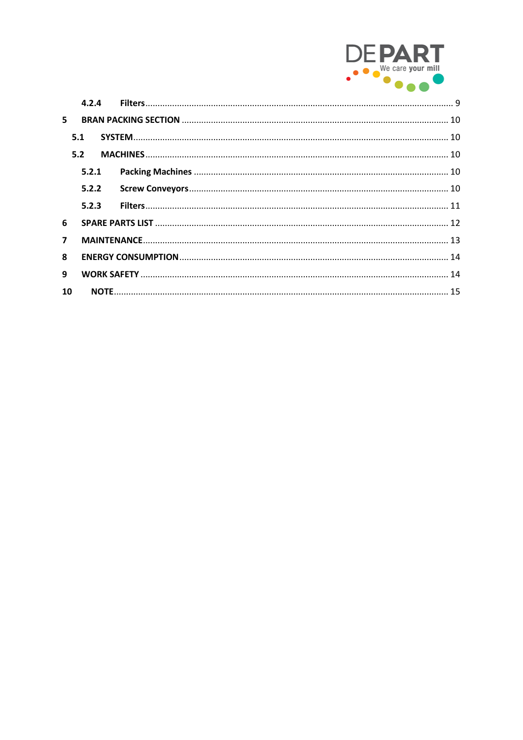4.2.4 Filters ..... 9

5 BRAN PACKING SECTION ..... 10

5.1 SYSTEM ..... 10

5.2 MACHINES ..... 10

5.2.1 Packing Machines ..... 10

5.2.2 Screw Conveyors ..... 10

5.2.3 Filters ..... 11

6 SPARE PARTS LIST ..... 12

7 MAINTENANCE ..... 13

8 ENERGY CONSUMPTION ..... 14

9 WORK SAFETY ..... 14

10 NOTE ..... 15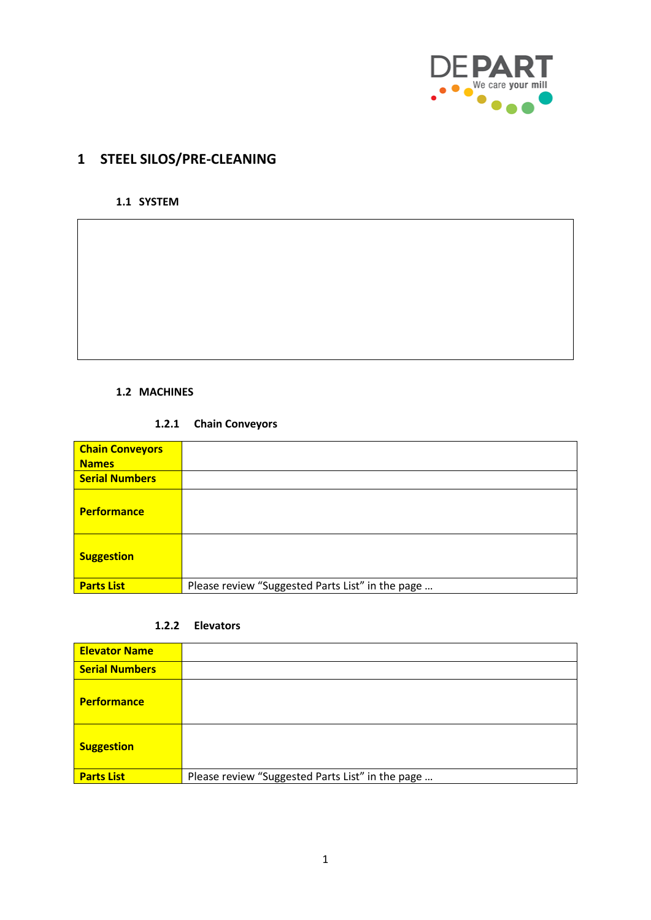# 1 STEEL SILOS/PRE-CLEANING

## 1.1 SYSTEM

## 1.2 MACHINES

### 1.2.1 Chain Conveyors

| **Chain Conveyors Names** | |
|---|---|
| **Serial Numbers** | |
| **Performance** | |
| **Suggestion** | |
| **Parts List** | Please review “Suggested Parts List” in the page … |

### 1.2.2 Elevators

| **Elevator Name** | |
|---|---|
| **Serial Numbers** | |
| **Performance** | |
| **Suggestion** | |
| **Parts List** | Please review “Suggested Parts List” in the page … |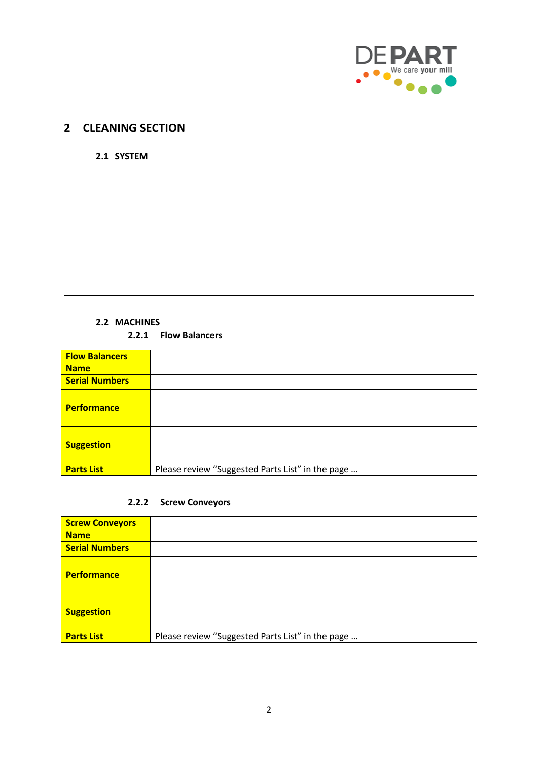# 2 CLEANING SECTION

## 2.1 SYSTEM

## 2.2 MACHINES

### 2.2.1 Flow Balancers

| **Flow Balancers Name** | |
|---|---|
| **Serial Numbers** | |
| **Performance** | |
| **Suggestion** | |
| **Parts List** | Please review “Suggested Parts List” in the page … |

### 2.2.2 Screw Conveyors

| **Screw Conveyors Name** | |
|---|---|
| **Serial Numbers** | |
| **Performance** | |
| **Suggestion** | |
| **Parts List** | Please review “Suggested Parts List” in the page … |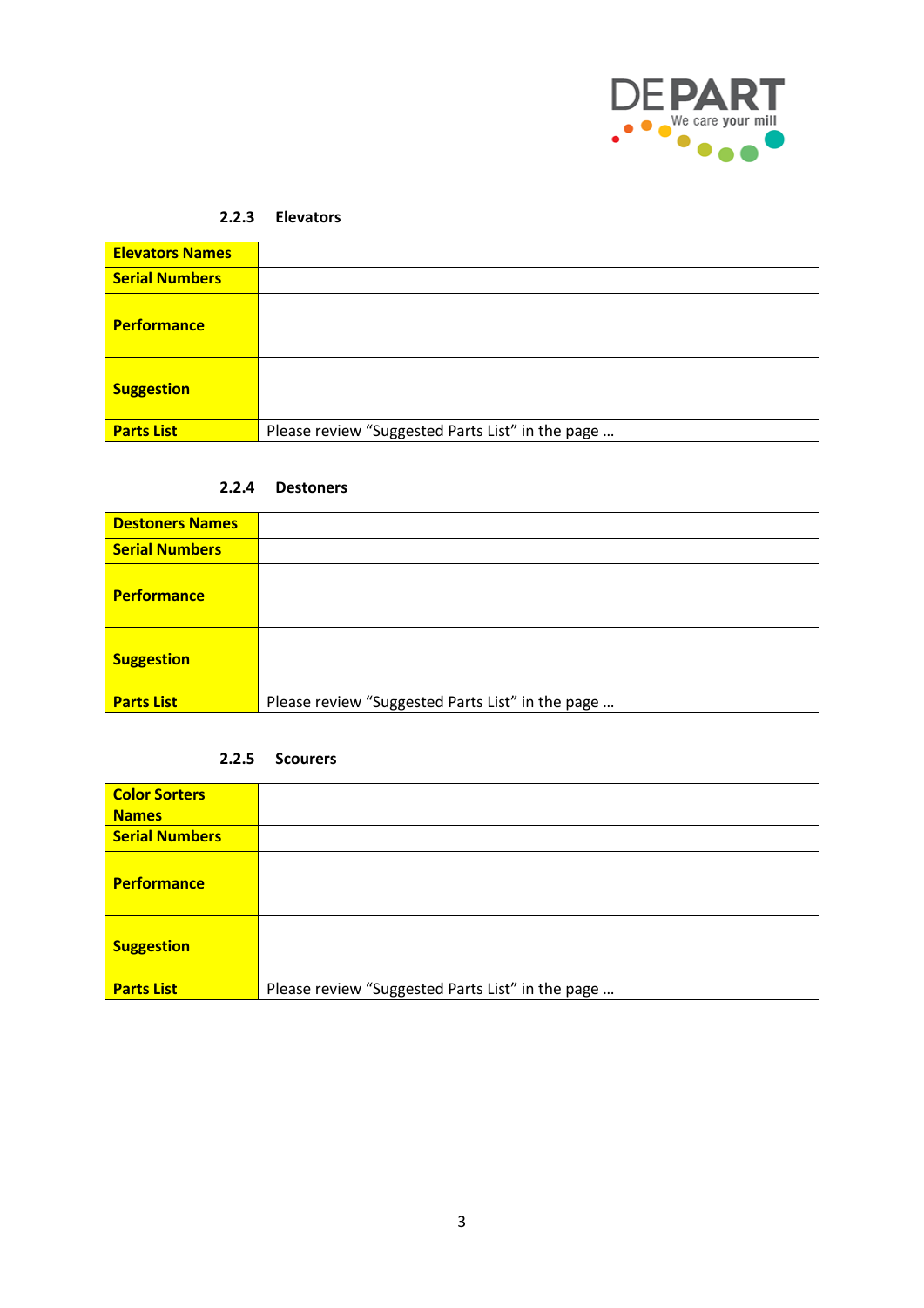### 2.2.3 Elevators

| **Elevators Names** | |
|---|---|
| **Serial Numbers** | |
| **Performance** | |
| **Suggestion** | |
| **Parts List** | Please review “Suggested Parts List” in the page … |

### 2.2.4 Destoners

| **Destoners Names** | |
|---|---|
| **Serial Numbers** | |
| **Performance** | |
| **Suggestion** | |
| **Parts List** | Please review “Suggested Parts List” in the page … |

### 2.2.5 Scourers

| **Color Sorters Names** | |
|---|---|
| **Serial Numbers** | |
| **Performance** | |
| **Suggestion** | |
| **Parts List** | Please review “Suggested Parts List” in the page … |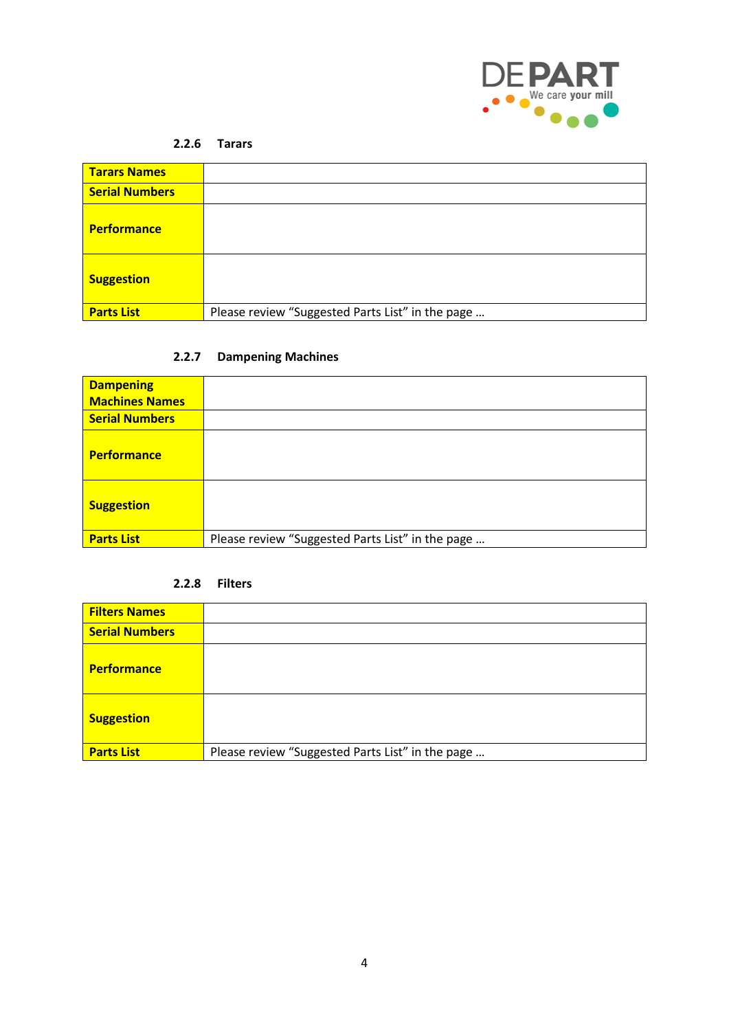### 2.2.6 Tarars

| **Tarars Names** | |
|---|---|
| **Serial Numbers** | |
| **Performance** | |
| **Suggestion** | |
| **Parts List** | Please review “Suggested Parts List” in the page … |

### 2.2.7 Dampening Machines

| **Dampening Machines Names** | |
|---|---|
| **Serial Numbers** | |
| **Performance** | |
| **Suggestion** | |
| **Parts List** | Please review “Suggested Parts List” in the page … |

### 2.2.8 Filters

| **Filters Names** | |
|---|---|
| **Serial Numbers** | |
| **Performance** | |
| **Suggestion** | |
| **Parts List** | Please review “Suggested Parts List” in the page … |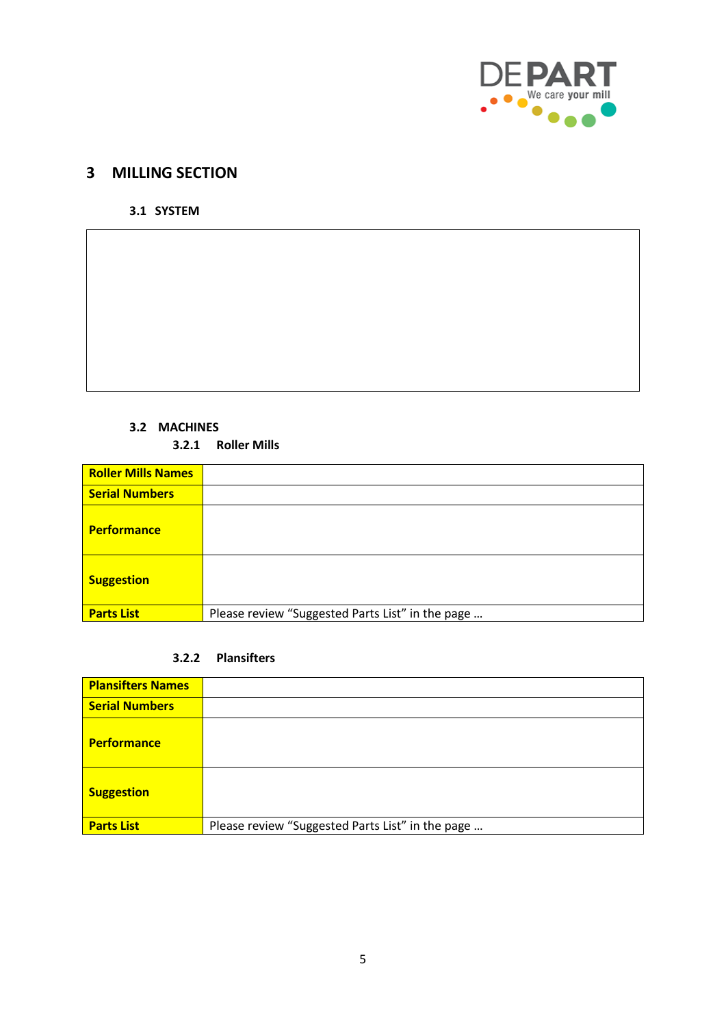# 3 MILLING SECTION

## 3.1 SYSTEM

## 3.2 MACHINES

### 3.2.1 Roller Mills

| Roller Mills Names | |
|---|---|
| Serial Numbers | |
| Performance | |
| Suggestion | |
| Parts List | Please review "Suggested Parts List" in the page … |

### 3.2.2 Plansifters

| Plansifters Names | |
|---|---|
| Serial Numbers | |
| Performance | |
| Suggestion | |
| Parts List | Please review "Suggested Parts List" in the page … |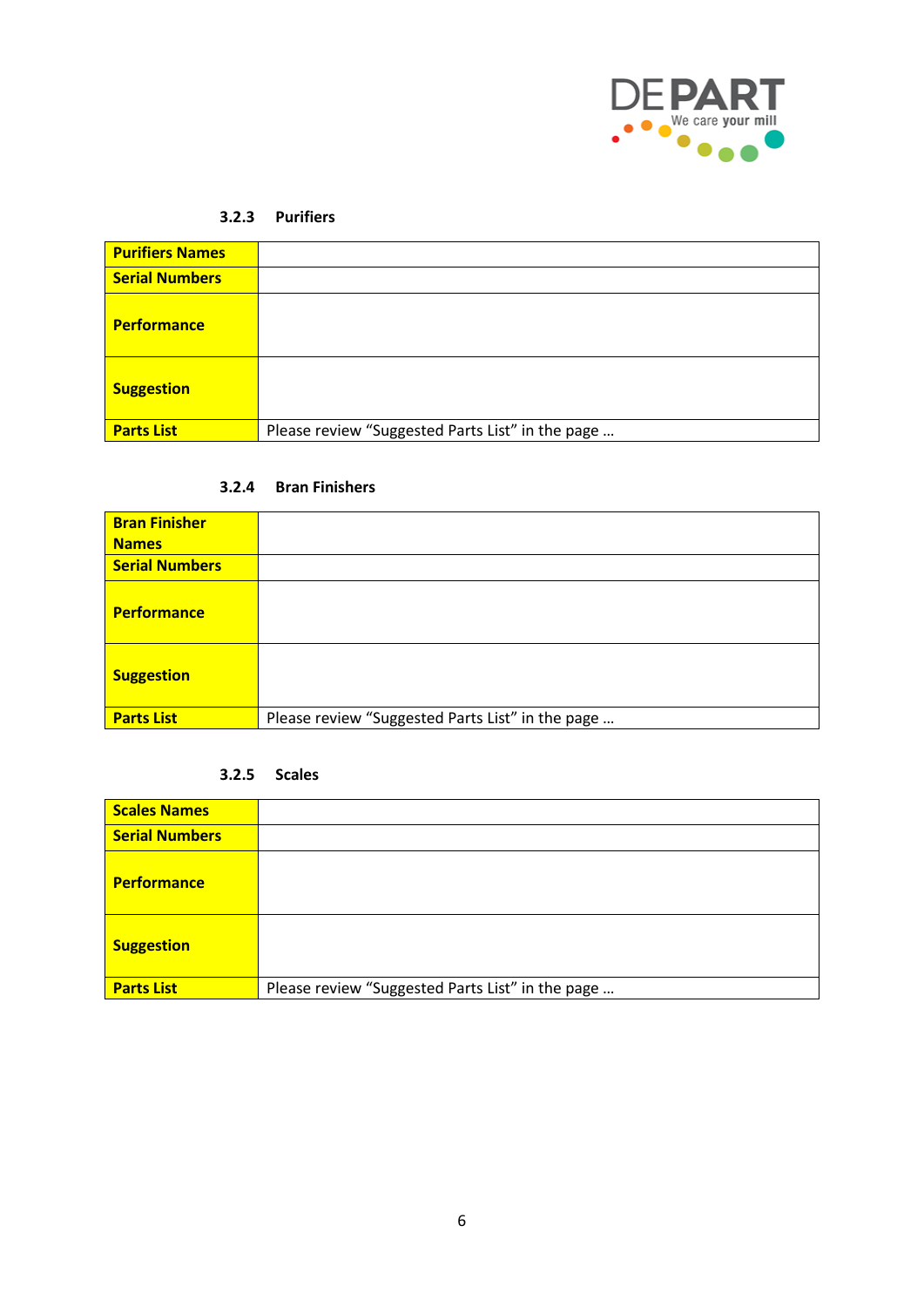### 3.2.3 Purifiers

| **Purifiers Names** | |
|---|---|
| **Serial Numbers** | |
| **Performance** | |
| **Suggestion** | |
| **Parts List** | Please review "Suggested Parts List" in the page … |

### 3.2.4 Bran Finishers

| **Bran Finisher Names** | |
|---|---|
| **Serial Numbers** | |
| **Performance** | |
| **Suggestion** | |
| **Parts List** | Please review "Suggested Parts List" in the page … |

### 3.2.5 Scales

| **Scales Names** | |
|---|---|
| **Serial Numbers** | |
| **Performance** | |
| **Suggestion** | |
| **Parts List** | Please review "Suggested Parts List" in the page … |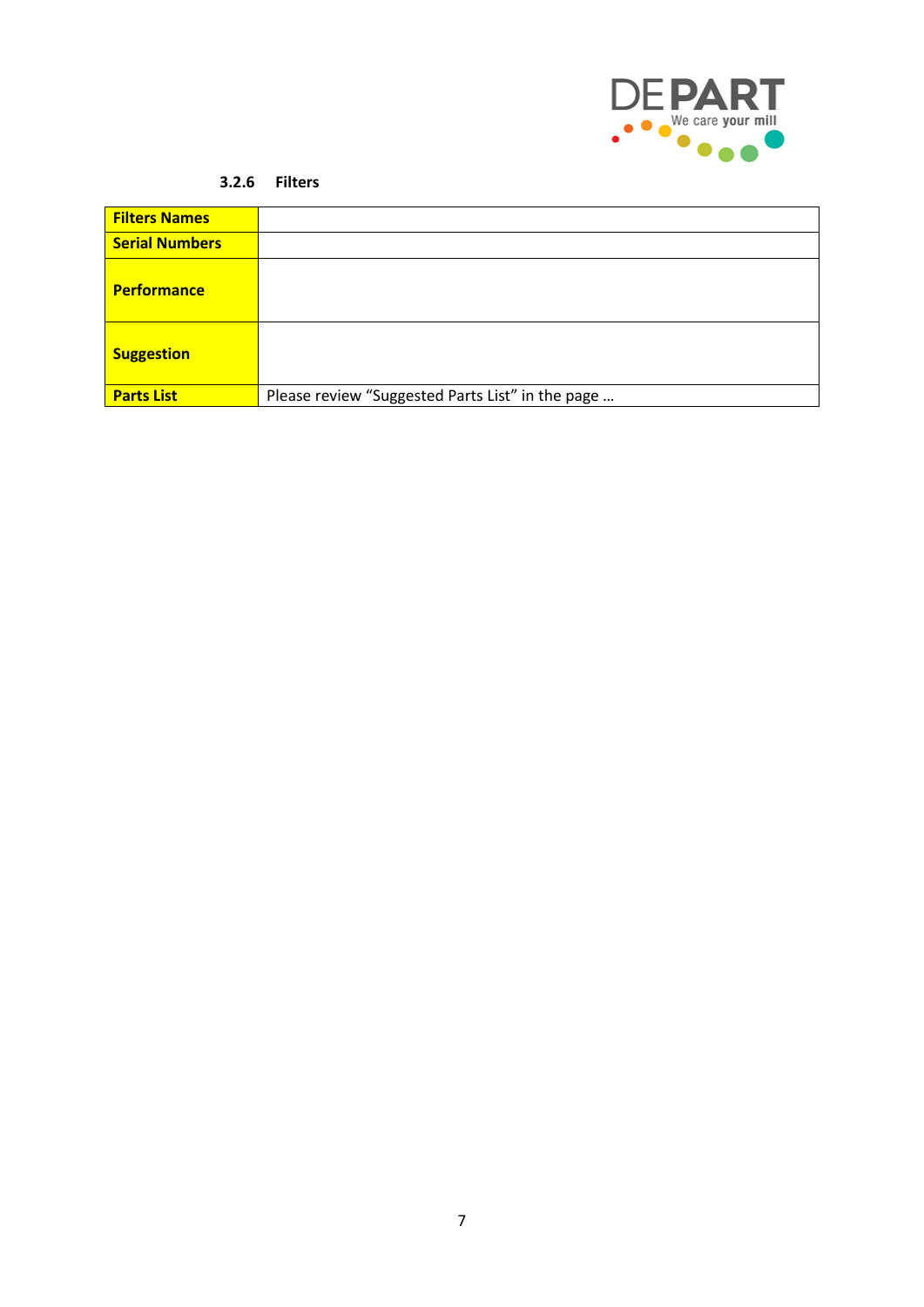#### 3.2.6 Filters

| **Filters Names** | |
|---|---|
| **Serial Numbers** | |
| **Performance** | |
| **Suggestion** | |
| **Parts List** | Please review “Suggested Parts List” in the page … |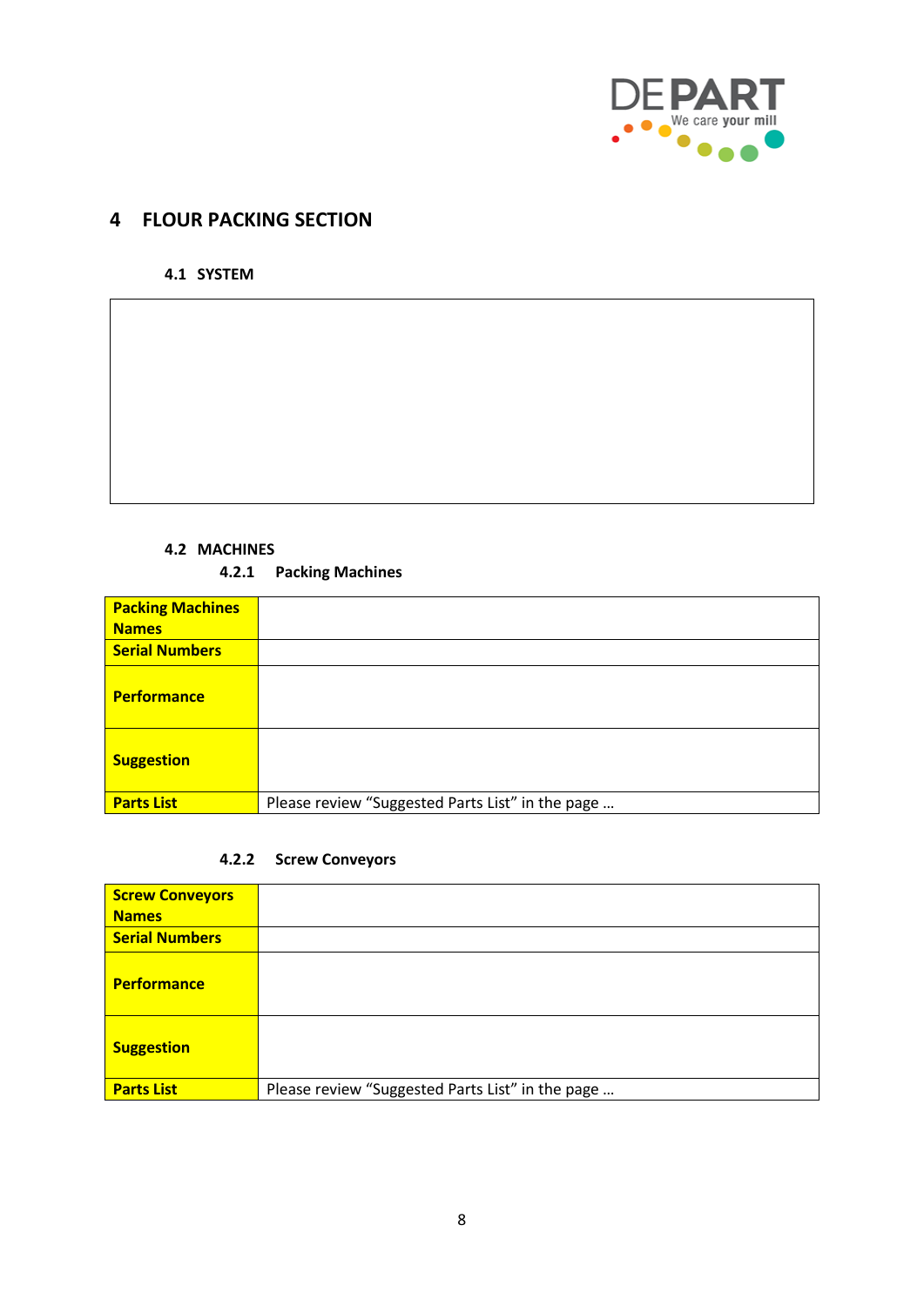# 4 FLOUR PACKING SECTION

## 4.1 SYSTEM

## 4.2 MACHINES

### 4.2.1 Packing Machines

| **Packing Machines Names** | |
|---|---|
| **Serial Numbers** | |
| **Performance** | |
| **Suggestion** | |
| **Parts List** | Please review "Suggested Parts List" in the page … |

### 4.2.2 Screw Conveyors

| **Screw Conveyors Names** | |
|---|---|
| **Serial Numbers** | |
| **Performance** | |
| **Suggestion** | |
| **Parts List** | Please review "Suggested Parts List" in the page … |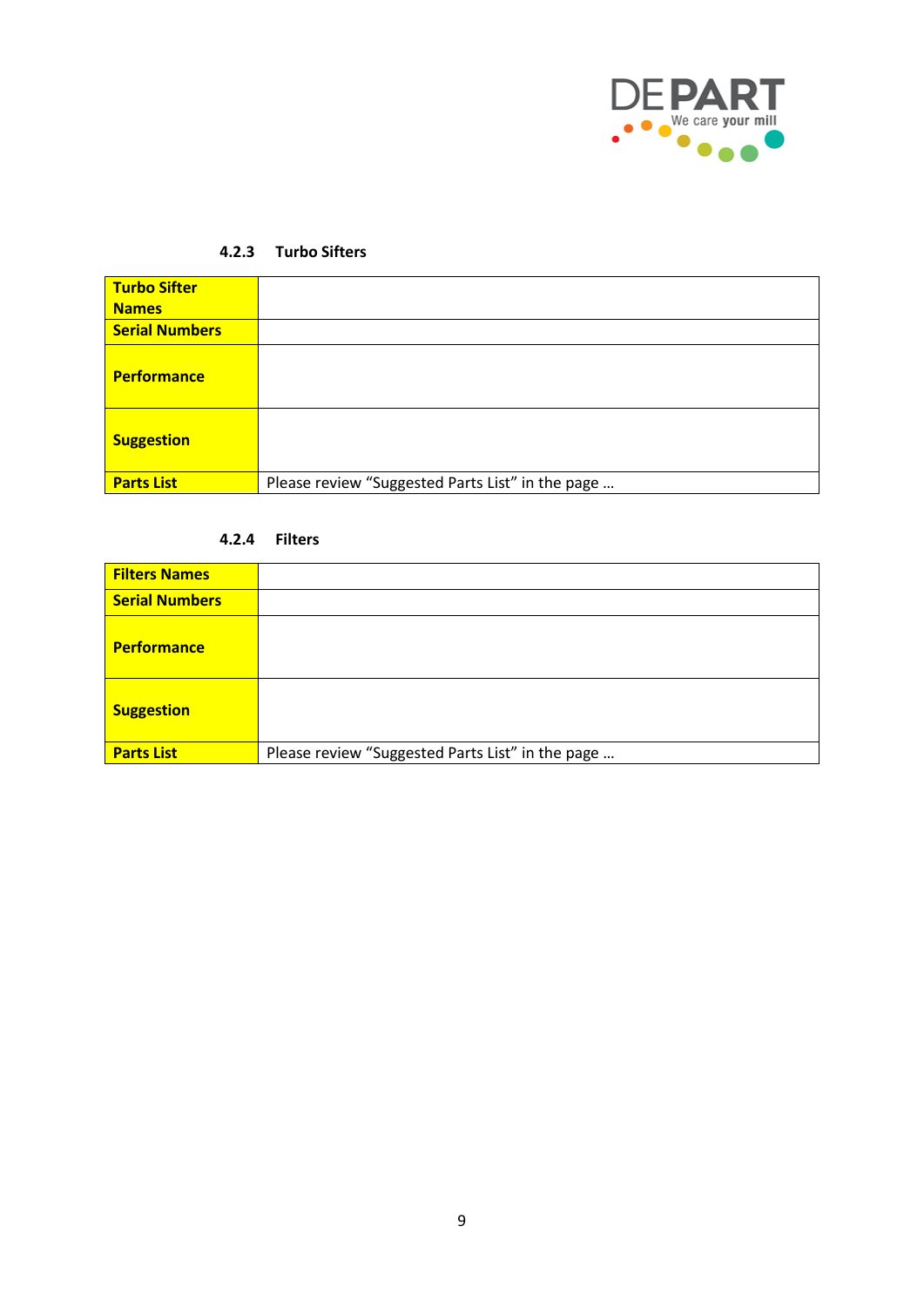#### 4.2.3 Turbo Sifters

| **Turbo Sifter Names** | |
|---|---|
| **Serial Numbers** | |
| **Performance** | |
| **Suggestion** | |
| **Parts List** | Please review “Suggested Parts List” in the page … |

#### 4.2.4 Filters

| **Filters Names** | |
|---|---|
| **Serial Numbers** | |
| **Performance** | |
| **Suggestion** | |
| **Parts List** | Please review “Suggested Parts List” in the page … |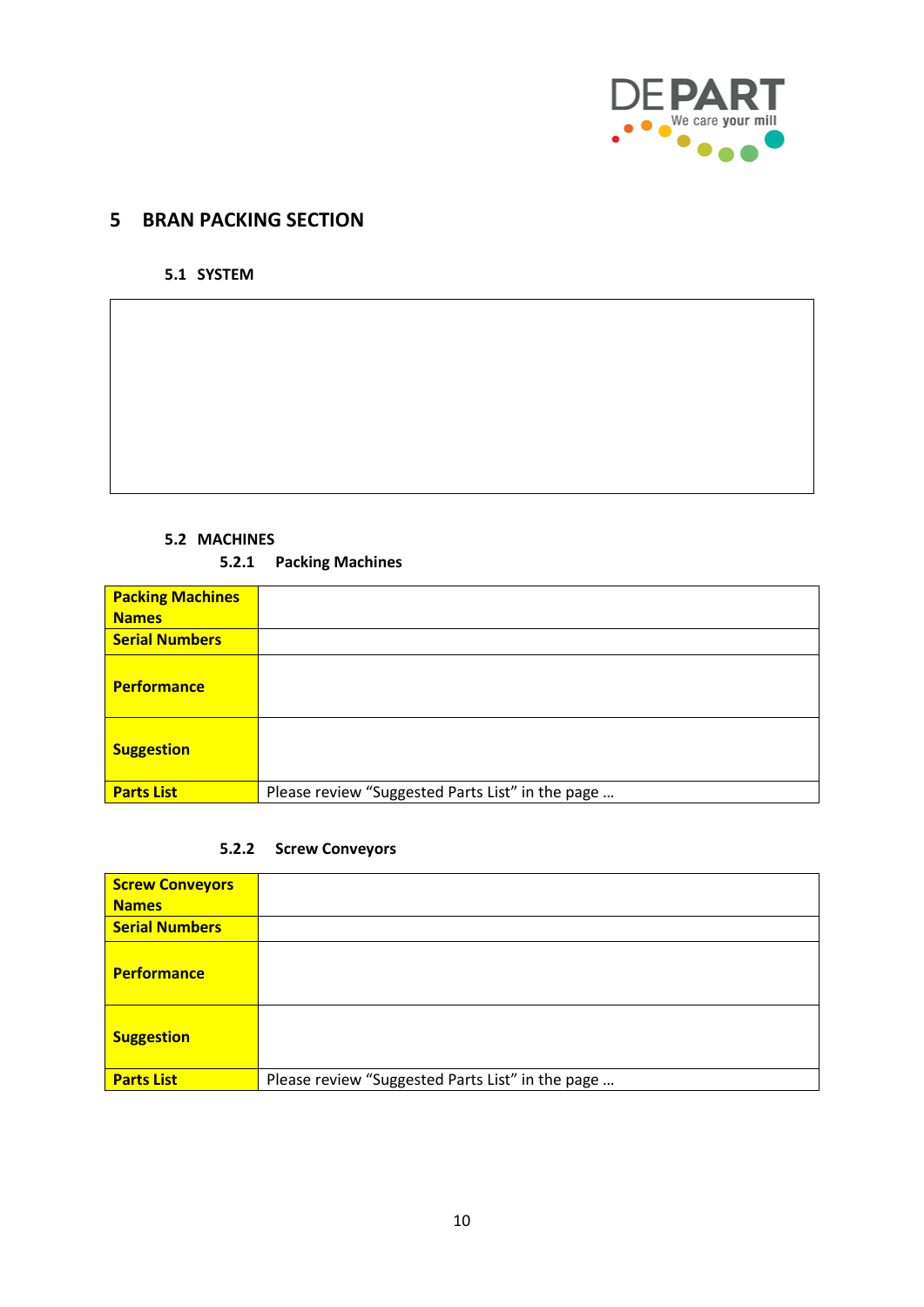# 5 BRAN PACKING SECTION

## 5.1 SYSTEM

## 5.2 MACHINES

### 5.2.1 Packing Machines

| **Packing Machines Names** | |
|---|---|
| **Serial Numbers** | |
| **Performance** | |
| **Suggestion** | |
| **Parts List** | Please review "Suggested Parts List" in the page … |

### 5.2.2 Screw Conveyors

| **Screw Conveyors Names** | |
|---|---|
| **Serial Numbers** | |
| **Performance** | |
| **Suggestion** | |
| **Parts List** | Please review "Suggested Parts List" in the page … |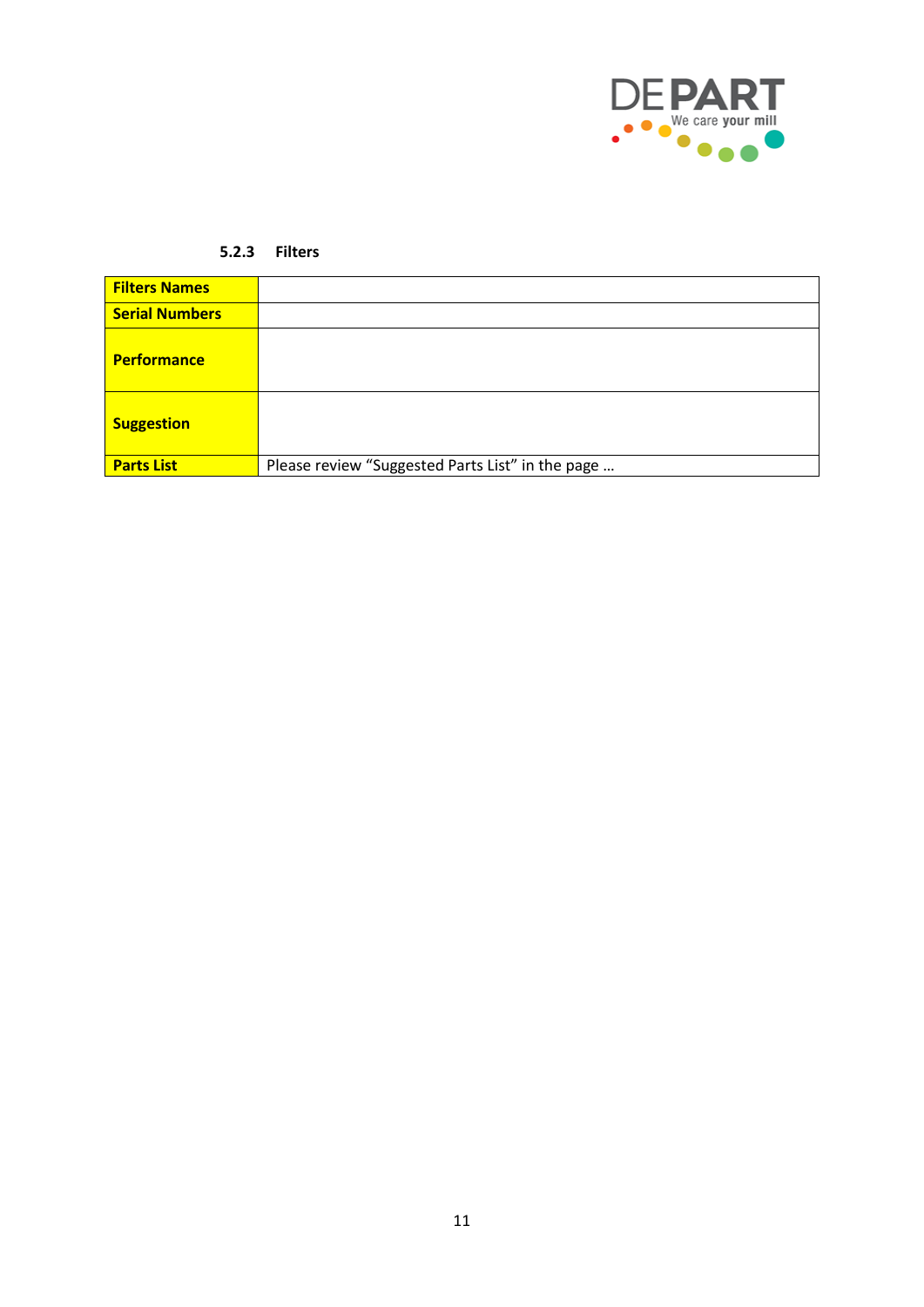#### 5.2.3 Filters

| **Filters Names** | |
|---|---|
| **Serial Numbers** | |
| **Performance** | |
| **Suggestion** | |
| **Parts List** | Please review “Suggested Parts List” in the page … |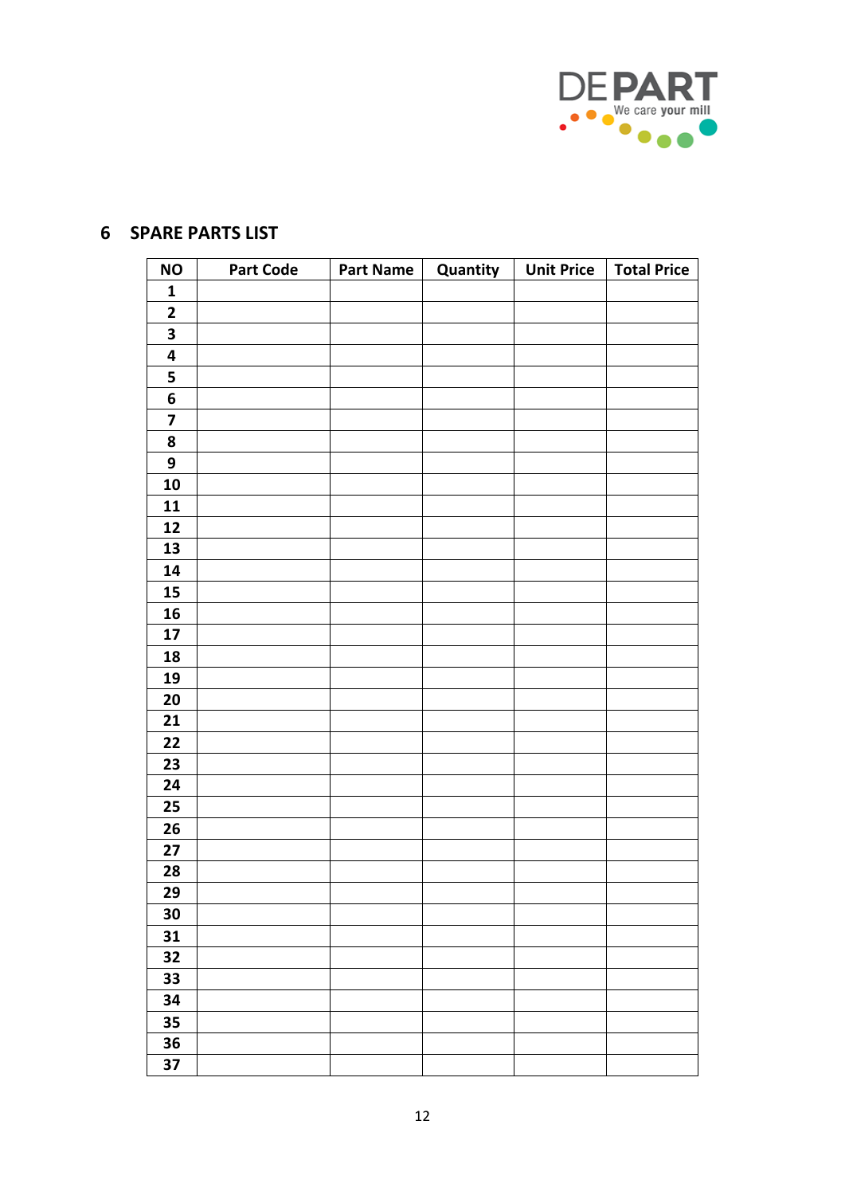## 6 SPARE PARTS LIST

| NO | Part Code | Part Name | Quantity | Unit Price | Total Price |
|---|---|---|---|---|---|
| 1 | | | | | |
| 2 | | | | | |
| 3 | | | | | |
| 4 | | | | | |
| 5 | | | | | |
| 6 | | | | | |
| 7 | | | | | |
| 8 | | | | | |
| 9 | | | | | |
| 10 | | | | | |
| 11 | | | | | |
| 12 | | | | | |
| 13 | | | | | |
| 14 | | | | | |
| 15 | | | | | |
| 16 | | | | | |
| 17 | | | | | |
| 18 | | | | | |
| 19 | | | | | |
| 20 | | | | | |
| 21 | | | | | |
| 22 | | | | | |
| 23 | | | | | |
| 24 | | | | | |
| 25 | | | | | |
| 26 | | | | | |
| 27 | | | | | |
| 28 | | | | | |
| 29 | | | | | |
| 30 | | | | | |
| 31 | | | | | |
| 32 | | | | | |
| 33 | | | | | |
| 34 | | | | | |
| 35 | | | | | |
| 36 | | | | | |
| 37 | | | | | |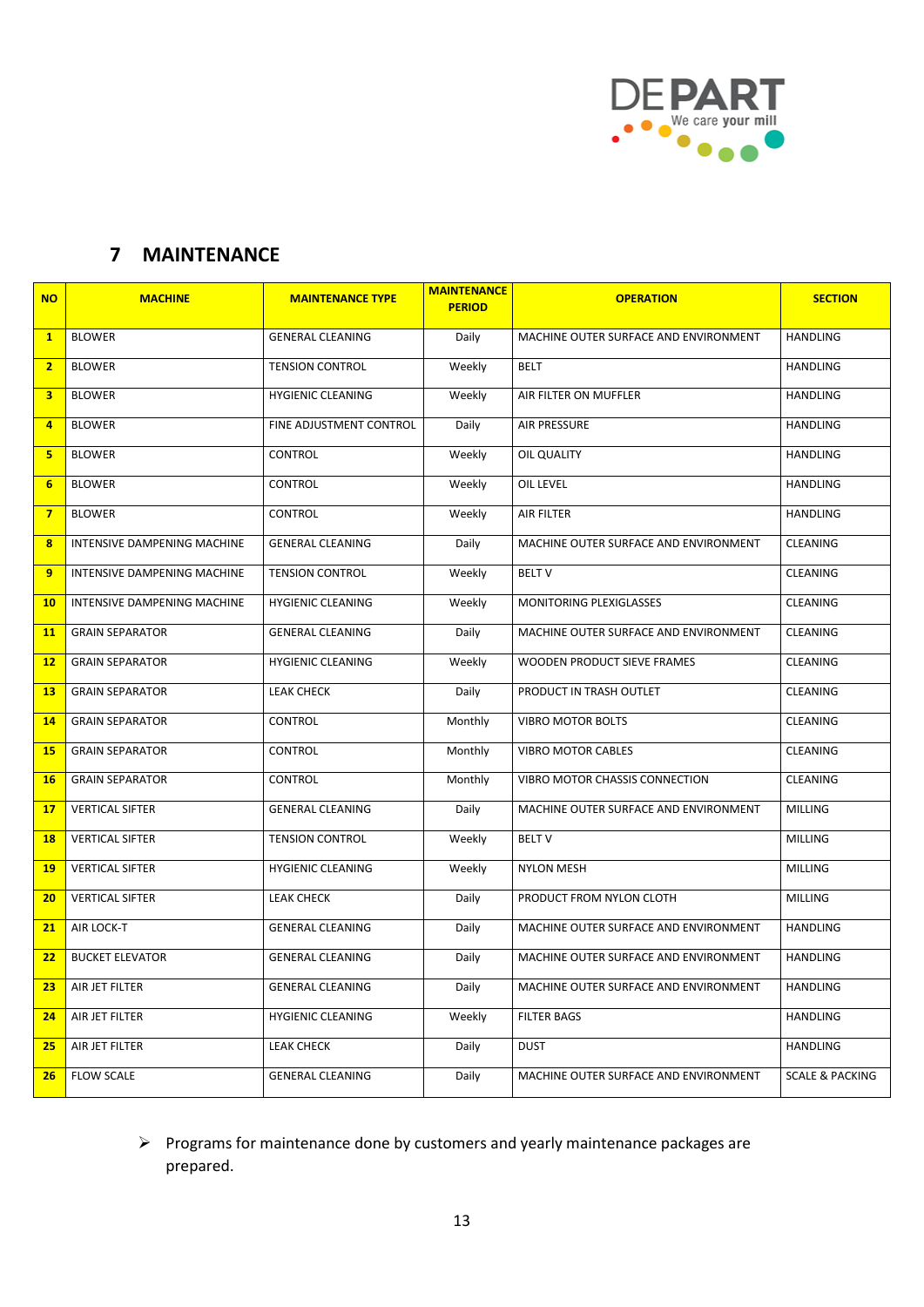# 7 MAINTENANCE

| NO | MACHINE | MAINTENANCE TYPE | MAINTENANCE PERIOD | OPERATION | SECTION |
|---|---|---|---|---|---|
| 1 | BLOWER | GENERAL CLEANING | Daily | MACHINE OUTER SURFACE AND ENVIRONMENT | HANDLING |
| 2 | BLOWER | TENSION CONTROL | Weekly | BELT | HANDLING |
| 3 | BLOWER | HYGIENIC CLEANING | Weekly | AIR FILTER ON MUFFLER | HANDLING |
| 4 | BLOWER | FINE ADJUSTMENT CONTROL | Daily | AIR PRESSURE | HANDLING |
| 5 | BLOWER | CONTROL | Weekly | OIL QUALITY | HANDLING |
| 6 | BLOWER | CONTROL | Weekly | OIL LEVEL | HANDLING |
| 7 | BLOWER | CONTROL | Weekly | AIR FILTER | HANDLING |
| 8 | INTENSIVE DAMPENING MACHINE | GENERAL CLEANING | Daily | MACHINE OUTER SURFACE AND ENVIRONMENT | CLEANING |
| 9 | INTENSIVE DAMPENING MACHINE | TENSION CONTROL | Weekly | BELT V | CLEANING |
| 10 | INTENSIVE DAMPENING MACHINE | HYGIENIC CLEANING | Weekly | MONITORING PLEXIGLASSES | CLEANING |
| 11 | GRAIN SEPARATOR | GENERAL CLEANING | Daily | MACHINE OUTER SURFACE AND ENVIRONMENT | CLEANING |
| 12 | GRAIN SEPARATOR | HYGIENIC CLEANING | Weekly | WOODEN PRODUCT SIEVE FRAMES | CLEANING |
| 13 | GRAIN SEPARATOR | LEAK CHECK | Daily | PRODUCT IN TRASH OUTLET | CLEANING |
| 14 | GRAIN SEPARATOR | CONTROL | Monthly | VIBRO MOTOR BOLTS | CLEANING |
| 15 | GRAIN SEPARATOR | CONTROL | Monthly | VIBRO MOTOR CABLES | CLEANING |
| 16 | GRAIN SEPARATOR | CONTROL | Monthly | VIBRO MOTOR CHASSIS CONNECTION | CLEANING |
| 17 | VERTICAL SIFTER | GENERAL CLEANING | Daily | MACHINE OUTER SURFACE AND ENVIRONMENT | MILLING |
| 18 | VERTICAL SIFTER | TENSION CONTROL | Weekly | BELT V | MILLING |
| 19 | VERTICAL SIFTER | HYGIENIC CLEANING | Weekly | NYLON MESH | MILLING |
| 20 | VERTICAL SIFTER | LEAK CHECK | Daily | PRODUCT FROM NYLON CLOTH | MILLING |
| 21 | AIR LOCK-T | GENERAL CLEANING | Daily | MACHINE OUTER SURFACE AND ENVIRONMENT | HANDLING |
| 22 | BUCKET ELEVATOR | GENERAL CLEANING | Daily | MACHINE OUTER SURFACE AND ENVIRONMENT | HANDLING |
| 23 | AIR JET FILTER | GENERAL CLEANING | Daily | MACHINE OUTER SURFACE AND ENVIRONMENT | HANDLING |
| 24 | AIR JET FILTER | HYGIENIC CLEANING | Weekly | FILTER BAGS | HANDLING |
| 25 | AIR JET FILTER | LEAK CHECK | Daily | DUST | HANDLING |
| 26 | FLOW SCALE | GENERAL CLEANING | Daily | MACHINE OUTER SURFACE AND ENVIRONMENT | SCALE & PACKING |

- Programs for maintenance done by customers and yearly maintenance packages are prepared.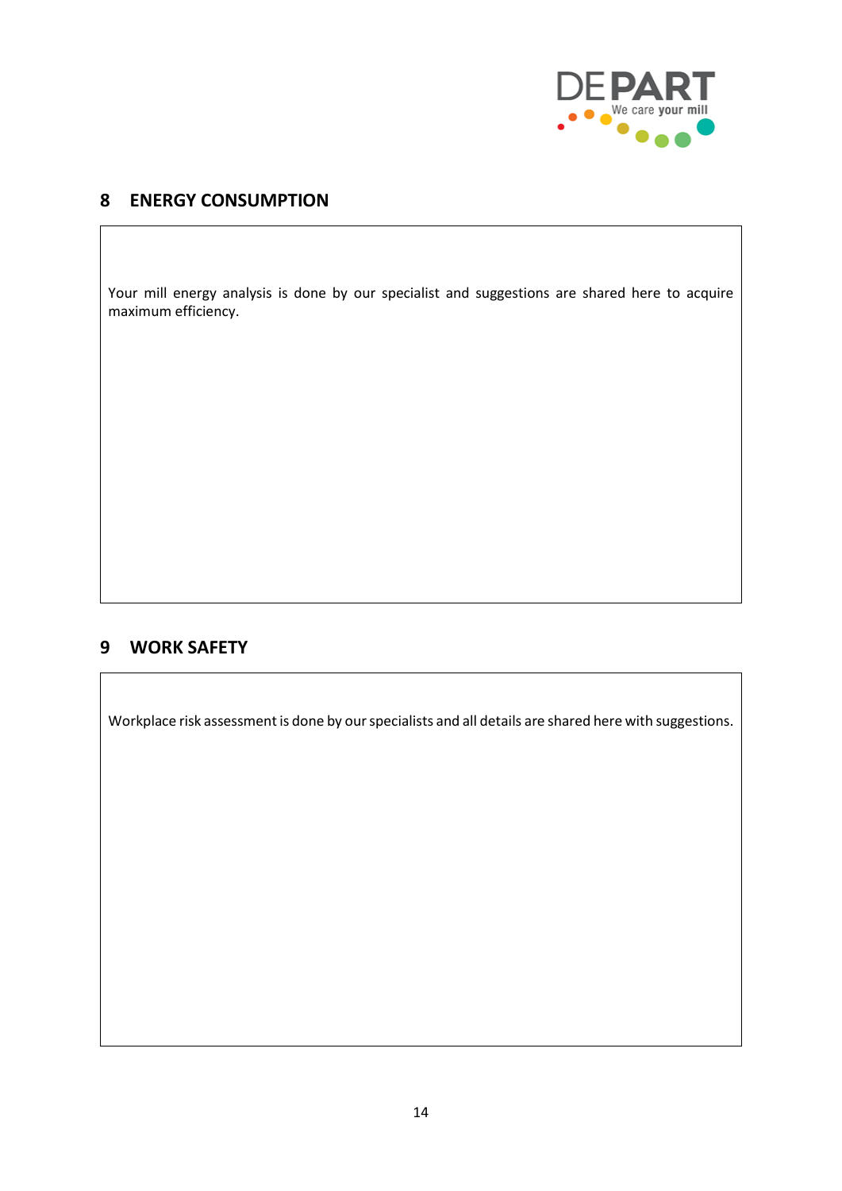## 8 ENERGY CONSUMPTION

Your mill energy analysis is done by our specialist and suggestions are shared here to acquire maximum efficiency.

## 9 WORK SAFETY

Workplace risk assessment is done by our specialists and all details are shared here with suggestions.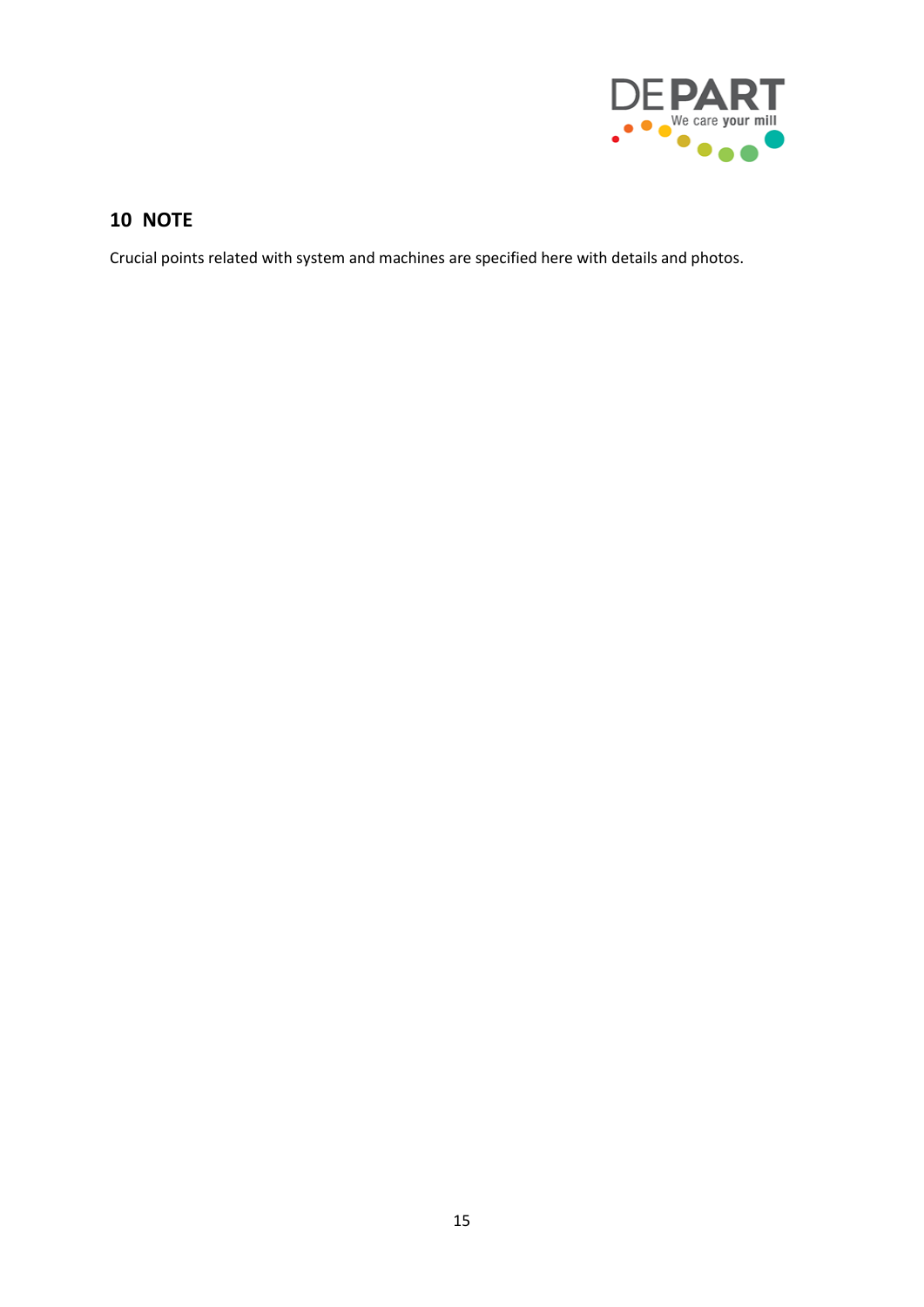## 10 NOTE

Crucial points related with system and machines are specified here with details and photos.